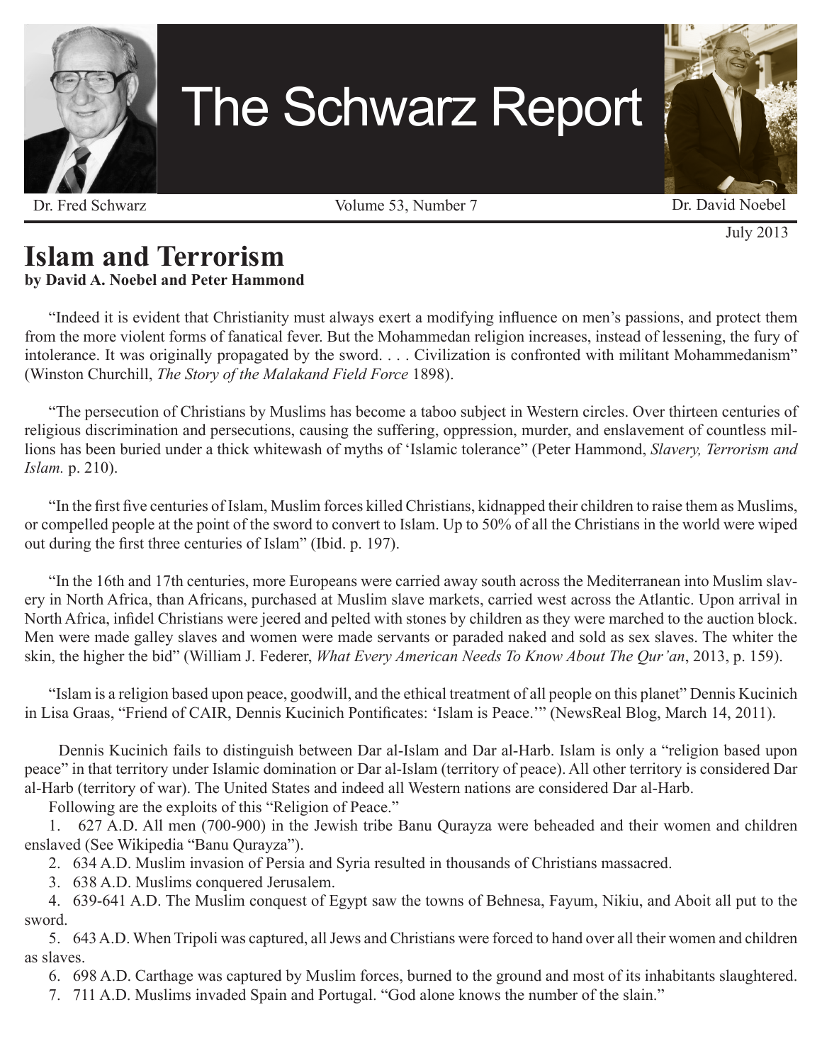# The Schwarz Report

Dr. Fred Schwarz — Volume 53, Number 7 — Dr. David Noebel

July 2013

## Islam and Terrorism

**by David A. Noebel and Peter Hammond**

"Indeed it is evident that Christianity must always exert a modifying influence on men's passions, and protect them from the more violent forms of fanatical fever. But the Mohammedan religion increases, instead of lessening, the fury of intolerance. It was originally propagated by the sword. . . . Civilization is confronted with militant Mohammedanism" (Winston Churchill, *The Story of the Malakand Field Force* 1898).

"The persecution of Christians by Muslims has become a taboo subject in Western circles. Over thirteen centuries of religious discrimination and persecutions, causing the suffering, oppression, murder, and enslavement of countless millions has been buried under a thick whitewash of myths of 'Islamic tolerance" (Peter Hammond, *Slavery, Terrorism and Islam.* p. 210).

"In the first five centuries of Islam, Muslim forces killed Christians, kidnapped their children to raise them as Muslims, or compelled people at the point of the sword to convert to Islam. Up to 50% of all the Christians in the world were wiped out during the first three centuries of Islam" (Ibid. p. 197).

"In the 16th and 17th centuries, more Europeans were carried away south across the Mediterranean into Muslim slavery in North Africa, than Africans, purchased at Muslim slave markets, carried west across the Atlantic. Upon arrival in North Africa, infidel Christians were jeered and pelted with stones by children as they were marched to the auction block. Men were made galley slaves and women were made servants or paraded naked and sold as sex slaves. The whiter the skin, the higher the bid" (William J. Federer, *What Every American Needs To Know About The Qur'an*, 2013, p. 159).

"Islam is a religion based upon peace, goodwill, and the ethical treatment of all people on this planet" Dennis Kucinich in Lisa Graas, "Friend of CAIR, Dennis Kucinich Pontificates: 'Islam is Peace.'" (NewsReal Blog, March 14, 2011).

Dennis Kucinich fails to distinguish between Dar al-Islam and Dar al-Harb. Islam is only a "religion based upon peace" in that territory under Islamic domination or Dar al-Islam (territory of peace). All other territory is considered Dar al-Harb (territory of war). The United States and indeed all Western nations are considered Dar al-Harb.

Following are the exploits of this "Religion of Peace."

1. 627 A.D. All men (700-900) in the Jewish tribe Banu Qurayza were beheaded and their women and children enslaved (See Wikipedia "Banu Qurayza").
2. 634 A.D. Muslim invasion of Persia and Syria resulted in thousands of Christians massacred.
3. 638 A.D. Muslims conquered Jerusalem.
4. 639-641 A.D. The Muslim conquest of Egypt saw the towns of Behnesa, Fayum, Nikiu, and Aboit all put to the sword.
5. 643 A.D. When Tripoli was captured, all Jews and Christians were forced to hand over all their women and children as slaves.
6. 698 A.D. Carthage was captured by Muslim forces, burned to the ground and most of its inhabitants slaughtered.
7. 711 A.D. Muslims invaded Spain and Portugal. "God alone knows the number of the slain."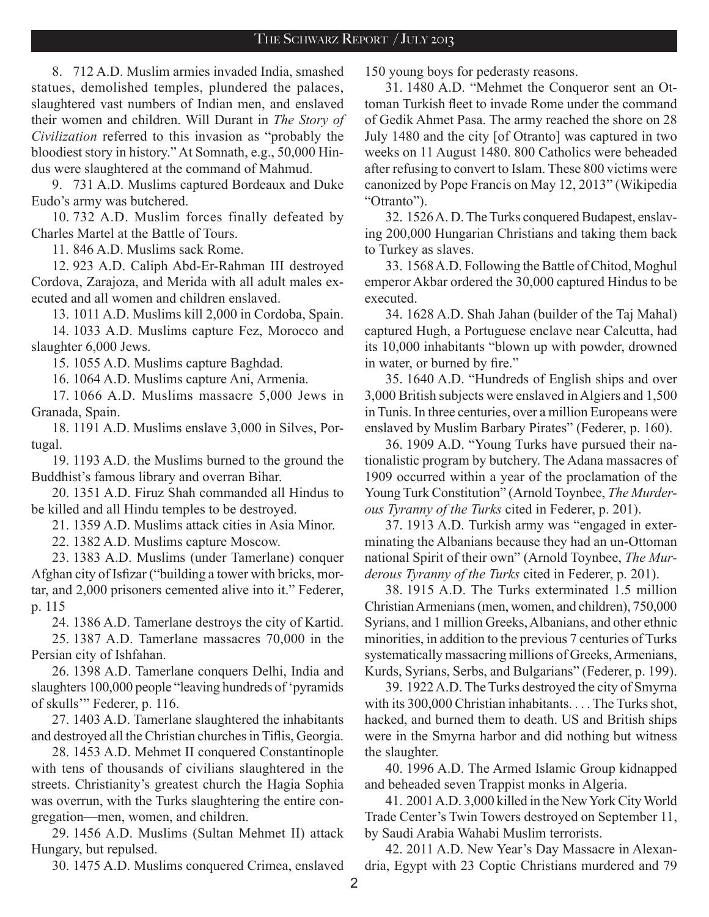8. 712 A.D. Muslim armies invaded India, smashed statues, demolished temples, plundered the palaces, slaughtered vast numbers of Indian men, and enslaved their women and children. Will Durant in *The Story of Civilization* referred to this invasion as "probably the bloodiest story in history." At Somnath, e.g., 50,000 Hindus were slaughtered at the command of Mahmud.

9. 731 A.D. Muslims captured Bordeaux and Duke Eudo's army was butchered.

10. 732 A.D. Muslim forces finally defeated by Charles Martel at the Battle of Tours.

11. 846 A.D. Muslims sack Rome.

12. 923 A.D. Caliph Abd-Er-Rahman III destroyed Cordova, Zarajoza, and Merida with all adult males executed and all women and children enslaved.

13. 1011 A.D. Muslims kill 2,000 in Cordoba, Spain.

14. 1033 A.D. Muslims capture Fez, Morocco and slaughter 6,000 Jews.

15. 1055 A.D. Muslims capture Baghdad.

16. 1064 A.D. Muslims capture Ani, Armenia.

17. 1066 A.D. Muslims massacre 5,000 Jews in Granada, Spain.

18. 1191 A.D. Muslims enslave 3,000 in Silves, Portugal.

19. 1193 A.D. the Muslims burned to the ground the Buddhist's famous library and overran Bihar.

20. 1351 A.D. Firuz Shah commanded all Hindus to be killed and all Hindu temples to be destroyed.

21. 1359 A.D. Muslims attack cities in Asia Minor.

22. 1382 A.D. Muslims capture Moscow.

23. 1383 A.D. Muslims (under Tamerlane) conquer Afghan city of Isfizar ("building a tower with bricks, mortar, and 2,000 prisoners cemented alive into it." Federer, p. 115

24. 1386 A.D. Tamerlane destroys the city of Kartid.

25. 1387 A.D. Tamerlane massacres 70,000 in the Persian city of Ishfahan.

26. 1398 A.D. Tamerlane conquers Delhi, India and slaughters 100,000 people "leaving hundreds of 'pyramids of skulls'" Federer, p. 116.

27. 1403 A.D. Tamerlane slaughtered the inhabitants and destroyed all the Christian churches in Tiflis, Georgia.

28. 1453 A.D. Mehmet II conquered Constantinople with tens of thousands of civilians slaughtered in the streets. Christianity's greatest church the Hagia Sophia was overrun, with the Turks slaughtering the entire congregation—men, women, and children.

29. 1456 A.D. Muslims (Sultan Mehmet II) attack Hungary, but repulsed.

30. 1475 A.D. Muslims conquered Crimea, enslaved 150 young boys for pederasty reasons.

31. 1480 A.D. "Mehmet the Conqueror sent an Ottoman Turkish fleet to invade Rome under the command of Gedik Ahmet Pasa. The army reached the shore on 28 July 1480 and the city [of Otranto] was captured in two weeks on 11 August 1480. 800 Catholics were beheaded after refusing to convert to Islam. These 800 victims were canonized by Pope Francis on May 12, 2013" (Wikipedia "Otranto").

32. 1526 A. D. The Turks conquered Budapest, enslaving 200,000 Hungarian Christians and taking them back to Turkey as slaves.

33. 1568 A.D. Following the Battle of Chitod, Moghul emperor Akbar ordered the 30,000 captured Hindus to be executed.

34. 1628 A.D. Shah Jahan (builder of the Taj Mahal) captured Hugh, a Portuguese enclave near Calcutta, had its 10,000 inhabitants "blown up with powder, drowned in water, or burned by fire."

35. 1640 A.D. "Hundreds of English ships and over 3,000 British subjects were enslaved in Algiers and 1,500 in Tunis. In three centuries, over a million Europeans were enslaved by Muslim Barbary Pirates" (Federer, p. 160).

36. 1909 A.D. "Young Turks have pursued their nationalistic program by butchery. The Adana massacres of 1909 occurred within a year of the proclamation of the Young Turk Constitution" (Arnold Toynbee, *The Murderous Tyranny of the Turks* cited in Federer, p. 201).

37. 1913 A.D. Turkish army was "engaged in exterminating the Albanians because they had an un-Ottoman national Spirit of their own" (Arnold Toynbee, *The Murderous Tyranny of the Turks* cited in Federer, p. 201).

38. 1915 A.D. The Turks exterminated 1.5 million Christian Armenians (men, women, and children), 750,000 Syrians, and 1 million Greeks, Albanians, and other ethnic minorities, in addition to the previous 7 centuries of Turks systematically massacring millions of Greeks, Armenians, Kurds, Syrians, Serbs, and Bulgarians" (Federer, p. 199).

39. 1922 A.D. The Turks destroyed the city of Smyrna with its 300,000 Christian inhabitants. . . . The Turks shot, hacked, and burned them to death. US and British ships were in the Smyrna harbor and did nothing but witness the slaughter.

40. 1996 A.D. The Armed Islamic Group kidnapped and beheaded seven Trappist monks in Algeria.

41. 2001 A.D. 3,000 killed in the New York City World Trade Center's Twin Towers destroyed on September 11, by Saudi Arabia Wahabi Muslim terrorists.

42. 2011 A.D. New Year's Day Massacre in Alexandria, Egypt with 23 Coptic Christians murdered and 79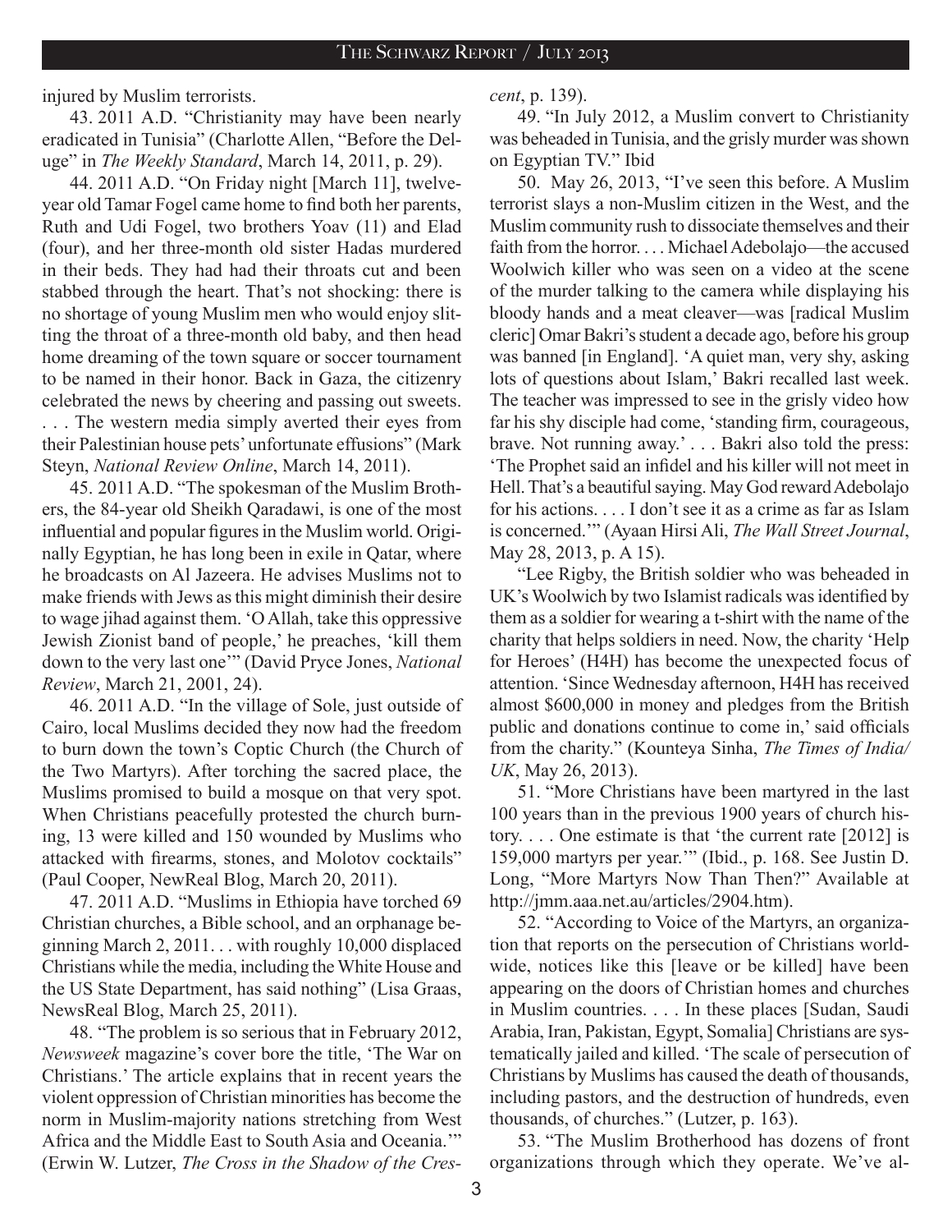injured by Muslim terrorists.

43. 2011 A.D. "Christianity may have been nearly eradicated in Tunisia" (Charlotte Allen, "Before the Deluge" in *The Weekly Standard*, March 14, 2011, p. 29).

44. 2011 A.D. "On Friday night [March 11], twelve-year old Tamar Fogel came home to find both her parents, Ruth and Udi Fogel, two brothers Yoav (11) and Elad (four), and her three-month old sister Hadas murdered in their beds. They had had their throats cut and been stabbed through the heart. That's not shocking: there is no shortage of young Muslim men who would enjoy slitting the throat of a three-month old baby, and then head home dreaming of the town square or soccer tournament to be named in their honor. Back in Gaza, the citizenry celebrated the news by cheering and passing out sweets. . . . The western media simply averted their eyes from their Palestinian house pets' unfortunate effusions" (Mark Steyn, *National Review Online*, March 14, 2011).

45. 2011 A.D. "The spokesman of the Muslim Brothers, the 84-year old Sheikh Qaradawi, is one of the most influential and popular figures in the Muslim world. Originally Egyptian, he has long been in exile in Qatar, where he broadcasts on Al Jazeera. He advises Muslims not to make friends with Jews as this might diminish their desire to wage jihad against them. 'O Allah, take this oppressive Jewish Zionist band of people,' he preaches, 'kill them down to the very last one'" (David Pryce Jones, *National Review*, March 21, 2001, 24).

46. 2011 A.D. "In the village of Sole, just outside of Cairo, local Muslims decided they now had the freedom to burn down the town's Coptic Church (the Church of the Two Martyrs). After torching the sacred place, the Muslims promised to build a mosque on that very spot. When Christians peacefully protested the church burning, 13 were killed and 150 wounded by Muslims who attacked with firearms, stones, and Molotov cocktails" (Paul Cooper, NewReal Blog, March 20, 2011).

47. 2011 A.D. "Muslims in Ethiopia have torched 69 Christian churches, a Bible school, and an orphanage beginning March 2, 2011. . . with roughly 10,000 displaced Christians while the media, including the White House and the US State Department, has said nothing" (Lisa Graas, NewsReal Blog, March 25, 2011).

48. "The problem is so serious that in February 2012, *Newsweek* magazine's cover bore the title, 'The War on Christians.' The article explains that in recent years the violent oppression of Christian minorities has become the norm in Muslim-majority nations stretching from West Africa and the Middle East to South Asia and Oceania.'" (Erwin W. Lutzer, *The Cross in the Shadow of the Crescent*, p. 139).

49. "In July 2012, a Muslim convert to Christianity was beheaded in Tunisia, and the grisly murder was shown on Egyptian TV." Ibid

50. May 26, 2013, "I've seen this before. A Muslim terrorist slays a non-Muslim citizen in the West, and the Muslim community rush to dissociate themselves and their faith from the horror. . . . Michael Adebolajo—the accused Woolwich killer who was seen on a video at the scene of the murder talking to the camera while displaying his bloody hands and a meat cleaver—was [radical Muslim cleric] Omar Bakri's student a decade ago, before his group was banned [in England]. 'A quiet man, very shy, asking lots of questions about Islam,' Bakri recalled last week. The teacher was impressed to see in the grisly video how far his shy disciple had come, 'standing firm, courageous, brave. Not running away.' . . . Bakri also told the press: 'The Prophet said an infidel and his killer will not meet in Hell. That's a beautiful saying. May God reward Adebolajo for his actions. . . . I don't see it as a crime as far as Islam is concerned.'" (Ayaan Hirsi Ali, *The Wall Street Journal*, May 28, 2013, p. A 15).

"Lee Rigby, the British soldier who was beheaded in UK's Woolwich by two Islamist radicals was identified by them as a soldier for wearing a t-shirt with the name of the charity that helps soldiers in need. Now, the charity 'Help for Heroes' (H4H) has become the unexpected focus of attention. 'Since Wednesday afternoon, H4H has received almost $600,000 in money and pledges from the British public and donations continue to come in,' said officials from the charity." (Kounteya Sinha, *The Times of India/ UK*, May 26, 2013).

51. "More Christians have been martyred in the last 100 years than in the previous 1900 years of church history. . . . One estimate is that 'the current rate [2012] is 159,000 martyrs per year.'" (Ibid., p. 168. See Justin D. Long, "More Martyrs Now Than Then?" Available at http://jmm.aaa.net.au/articles/2904.htm).

52. "According to Voice of the Martyrs, an organization that reports on the persecution of Christians worldwide, notices like this [leave or be killed] have been appearing on the doors of Christian homes and churches in Muslim countries. . . . In these places [Sudan, Saudi Arabia, Iran, Pakistan, Egypt, Somalia] Christians are systematically jailed and killed. 'The scale of persecution of Christians by Muslims has caused the death of thousands, including pastors, and the destruction of hundreds, even thousands, of churches." (Lutzer, p. 163).

53. "The Muslim Brotherhood has dozens of front organizations through which they operate. We've al-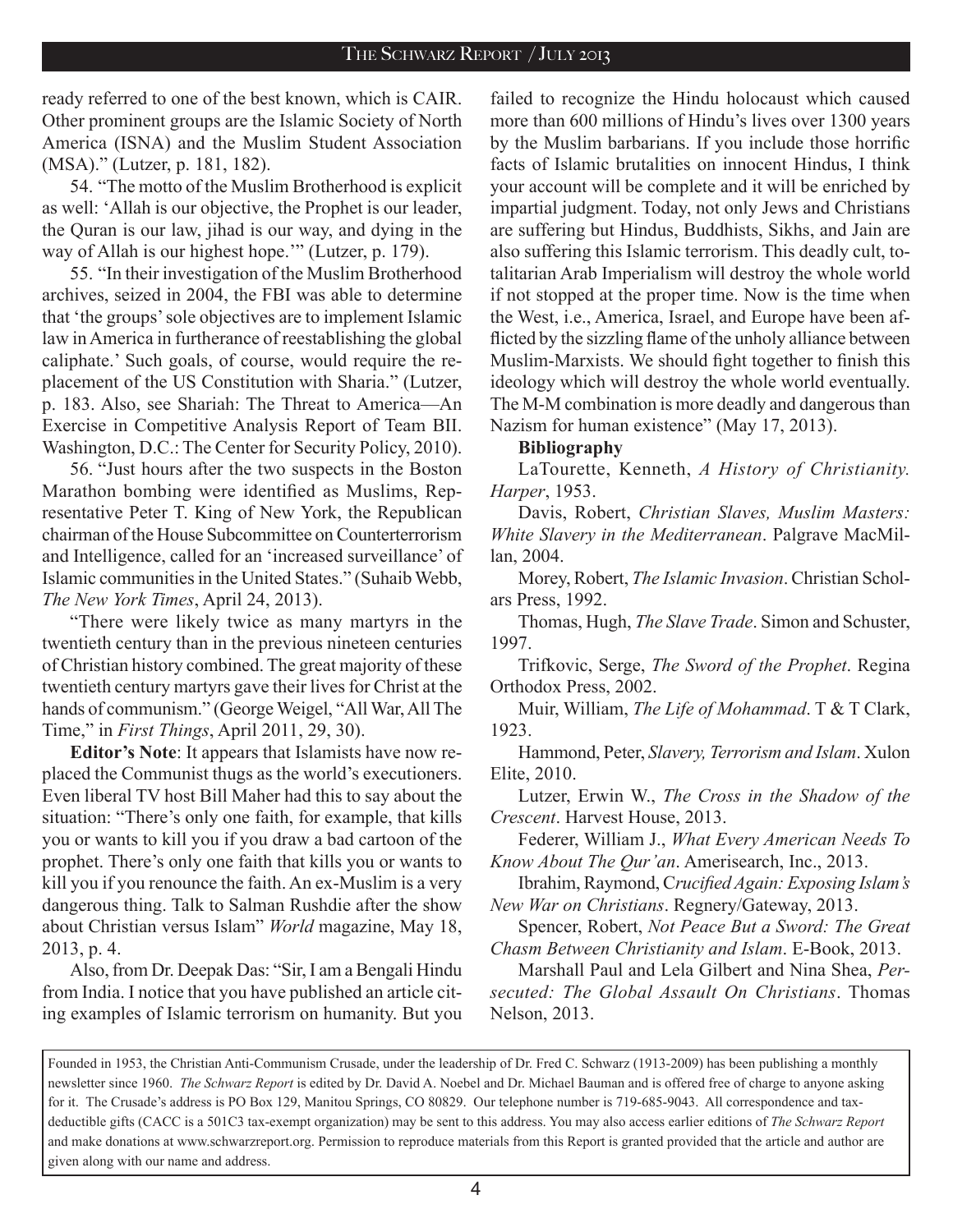ready referred to one of the best known, which is CAIR. Other prominent groups are the Islamic Society of North America (ISNA) and the Muslim Student Association (MSA)." (Lutzer, p. 181, 182).

54. "The motto of the Muslim Brotherhood is explicit as well: 'Allah is our objective, the Prophet is our leader, the Quran is our law, jihad is our way, and dying in the way of Allah is our highest hope.'" (Lutzer, p. 179).

55. "In their investigation of the Muslim Brotherhood archives, seized in 2004, the FBI was able to determine that 'the groups' sole objectives are to implement Islamic law in America in furtherance of reestablishing the global caliphate.' Such goals, of course, would require the replacement of the US Constitution with Sharia." (Lutzer, p. 183. Also, see Shariah: The Threat to America—An Exercise in Competitive Analysis Report of Team BII. Washington, D.C.: The Center for Security Policy, 2010).

56. "Just hours after the two suspects in the Boston Marathon bombing were identified as Muslims, Representative Peter T. King of New York, the Republican chairman of the House Subcommittee on Counterterrorism and Intelligence, called for an 'increased surveillance' of Islamic communities in the United States." (Suhaib Webb, *The New York Times*, April 24, 2013).

"There were likely twice as many martyrs in the twentieth century than in the previous nineteen centuries of Christian history combined. The great majority of these twentieth century martyrs gave their lives for Christ at the hands of communism." (George Weigel, "All War, All The Time," in *First Things*, April 2011, 29, 30).

**Editor's Note**: It appears that Islamists have now replaced the Communist thugs as the world's executioners. Even liberal TV host Bill Maher had this to say about the situation: "There's only one faith, for example, that kills you or wants to kill you if you draw a bad cartoon of the prophet. There's only one faith that kills you or wants to kill you if you renounce the faith. An ex-Muslim is a very dangerous thing. Talk to Salman Rushdie after the show about Christian versus Islam" *World* magazine, May 18, 2013, p. 4.

Also, from Dr. Deepak Das: "Sir, I am a Bengali Hindu from India. I notice that you have published an article citing examples of Islamic terrorism on humanity. But you failed to recognize the Hindu holocaust which caused more than 600 millions of Hindu's lives over 1300 years by the Muslim barbarians. If you include those horrific facts of Islamic brutalities on innocent Hindus, I think your account will be complete and it will be enriched by impartial judgment. Today, not only Jews and Christians are suffering but Hindus, Buddhists, Sikhs, and Jain are also suffering this Islamic terrorism. This deadly cult, totalitarian Arab Imperialism will destroy the whole world if not stopped at the proper time. Now is the time when the West, i.e., America, Israel, and Europe have been afflicted by the sizzling flame of the unholy alliance between Muslim-Marxists. We should fight together to finish this ideology which will destroy the whole world eventually. The M-M combination is more deadly and dangerous than Nazism for human existence" (May 17, 2013).

**Bibliography**

LaTourette, Kenneth, *A History of Christianity. Harper*, 1953.

Davis, Robert, *Christian Slaves, Muslim Masters: White Slavery in the Mediterranean*. Palgrave MacMillan, 2004.

Morey, Robert, *The Islamic Invasion*. Christian Scholars Press, 1992.

Thomas, Hugh, *The Slave Trade*. Simon and Schuster, 1997.

Trifkovic, Serge, *The Sword of the Prophet*. Regina Orthodox Press, 2002.

Muir, William, *The Life of Mohammad*. T & T Clark, 1923.

Hammond, Peter, *Slavery, Terrorism and Islam*. Xulon Elite, 2010.

Lutzer, Erwin W., *The Cross in the Shadow of the Crescent*. Harvest House, 2013.

Federer, William J., *What Every American Needs To Know About The Qur'an*. Amerisearch, Inc., 2013.

Ibrahim, Raymond, C*rucified Again: Exposing Islam's New War on Christians*. Regnery/Gateway, 2013.

Spencer, Robert, *Not Peace But a Sword: The Great Chasm Between Christianity and Islam*. E-Book, 2013.

Marshall Paul and Lela Gilbert and Nina Shea, *Persecuted: The Global Assault On Christians*. Thomas Nelson, 2013.

Founded in 1953, the Christian Anti-Communism Crusade, under the leadership of Dr. Fred C. Schwarz (1913-2009) has been publishing a monthly newsletter since 1960. *The Schwarz Report* is edited by Dr. David A. Noebel and Dr. Michael Bauman and is offered free of charge to anyone asking for it. The Crusade's address is PO Box 129, Manitou Springs, CO 80829. Our telephone number is 719-685-9043. All correspondence and tax-deductible gifts (CACC is a 501C3 tax-exempt organization) may be sent to this address. You may also access earlier editions of *The Schwarz Report* and make donations at www.schwarzreport.org. Permission to reproduce materials from this Report is granted provided that the article and author are given along with our name and address.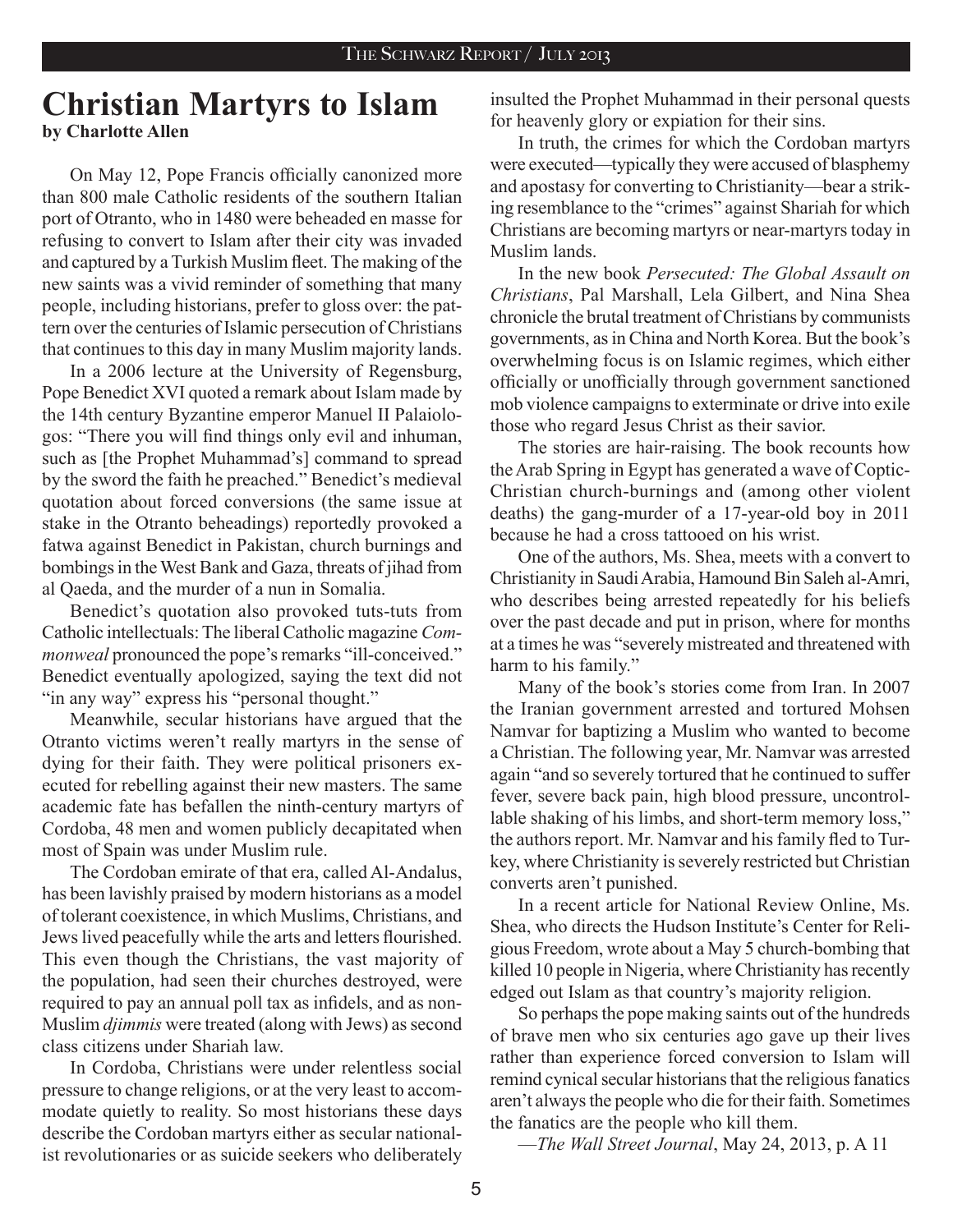# Christian Martyrs to Islam

**by Charlotte Allen**

On May 12, Pope Francis officially canonized more than 800 male Catholic residents of the southern Italian port of Otranto, who in 1480 were beheaded en masse for refusing to convert to Islam after their city was invaded and captured by a Turkish Muslim fleet. The making of the new saints was a vivid reminder of something that many people, including historians, prefer to gloss over: the pattern over the centuries of Islamic persecution of Christians that continues to this day in many Muslim majority lands.

In a 2006 lecture at the University of Regensburg, Pope Benedict XVI quoted a remark about Islam made by the 14th century Byzantine emperor Manuel II Palaiologos: "There you will find things only evil and inhuman, such as [the Prophet Muhammad's] command to spread by the sword the faith he preached." Benedict's medieval quotation about forced conversions (the same issue at stake in the Otranto beheadings) reportedly provoked a fatwa against Benedict in Pakistan, church burnings and bombings in the West Bank and Gaza, threats of jihad from al Qaeda, and the murder of a nun in Somalia.

Benedict's quotation also provoked tuts-tuts from Catholic intellectuals: The liberal Catholic magazine *Commonweal* pronounced the pope's remarks "ill-conceived." Benedict eventually apologized, saying the text did not "in any way" express his "personal thought."

Meanwhile, secular historians have argued that the Otranto victims weren't really martyrs in the sense of dying for their faith. They were political prisoners executed for rebelling against their new masters. The same academic fate has befallen the ninth-century martyrs of Cordoba, 48 men and women publicly decapitated when most of Spain was under Muslim rule.

The Cordoban emirate of that era, called Al-Andalus, has been lavishly praised by modern historians as a model of tolerant coexistence, in which Muslims, Christians, and Jews lived peacefully while the arts and letters flourished. This even though the Christians, the vast majority of the population, had seen their churches destroyed, were required to pay an annual poll tax as infidels, and as non-Muslim *djimmis* were treated (along with Jews) as second class citizens under Shariah law.

In Cordoba, Christians were under relentless social pressure to change religions, or at the very least to accommodate quietly to reality. So most historians these days describe the Cordoban martyrs either as secular nationalist revolutionaries or as suicide seekers who deliberately insulted the Prophet Muhammad in their personal quests for heavenly glory or expiation for their sins.

In truth, the crimes for which the Cordoban martyrs were executed—typically they were accused of blasphemy and apostasy for converting to Christianity—bear a striking resemblance to the "crimes" against Shariah for which Christians are becoming martyrs or near-martyrs today in Muslim lands.

In the new book *Persecuted: The Global Assault on Christians*, Pal Marshall, Lela Gilbert, and Nina Shea chronicle the brutal treatment of Christians by communists governments, as in China and North Korea. But the book's overwhelming focus is on Islamic regimes, which either officially or unofficially through government sanctioned mob violence campaigns to exterminate or drive into exile those who regard Jesus Christ as their savior.

The stories are hair-raising. The book recounts how the Arab Spring in Egypt has generated a wave of Coptic-Christian church-burnings and (among other violent deaths) the gang-murder of a 17-year-old boy in 2011 because he had a cross tattooed on his wrist.

One of the authors, Ms. Shea, meets with a convert to Christianity in Saudi Arabia, Hamound Bin Saleh al-Amri, who describes being arrested repeatedly for his beliefs over the past decade and put in prison, where for months at a times he was "severely mistreated and threatened with harm to his family."

Many of the book's stories come from Iran. In 2007 the Iranian government arrested and tortured Mohsen Namvar for baptizing a Muslim who wanted to become a Christian. The following year, Mr. Namvar was arrested again "and so severely tortured that he continued to suffer fever, severe back pain, high blood pressure, uncontrollable shaking of his limbs, and short-term memory loss," the authors report. Mr. Namvar and his family fled to Turkey, where Christianity is severely restricted but Christian converts aren't punished.

In a recent article for National Review Online, Ms. Shea, who directs the Hudson Institute's Center for Religious Freedom, wrote about a May 5 church-bombing that killed 10 people in Nigeria, where Christianity has recently edged out Islam as that country's majority religion.

So perhaps the pope making saints out of the hundreds of brave men who six centuries ago gave up their lives rather than experience forced conversion to Islam will remind cynical secular historians that the religious fanatics aren't always the people who die for their faith. Sometimes the fanatics are the people who kill them.

—*The Wall Street Journal*, May 24, 2013, p. A 11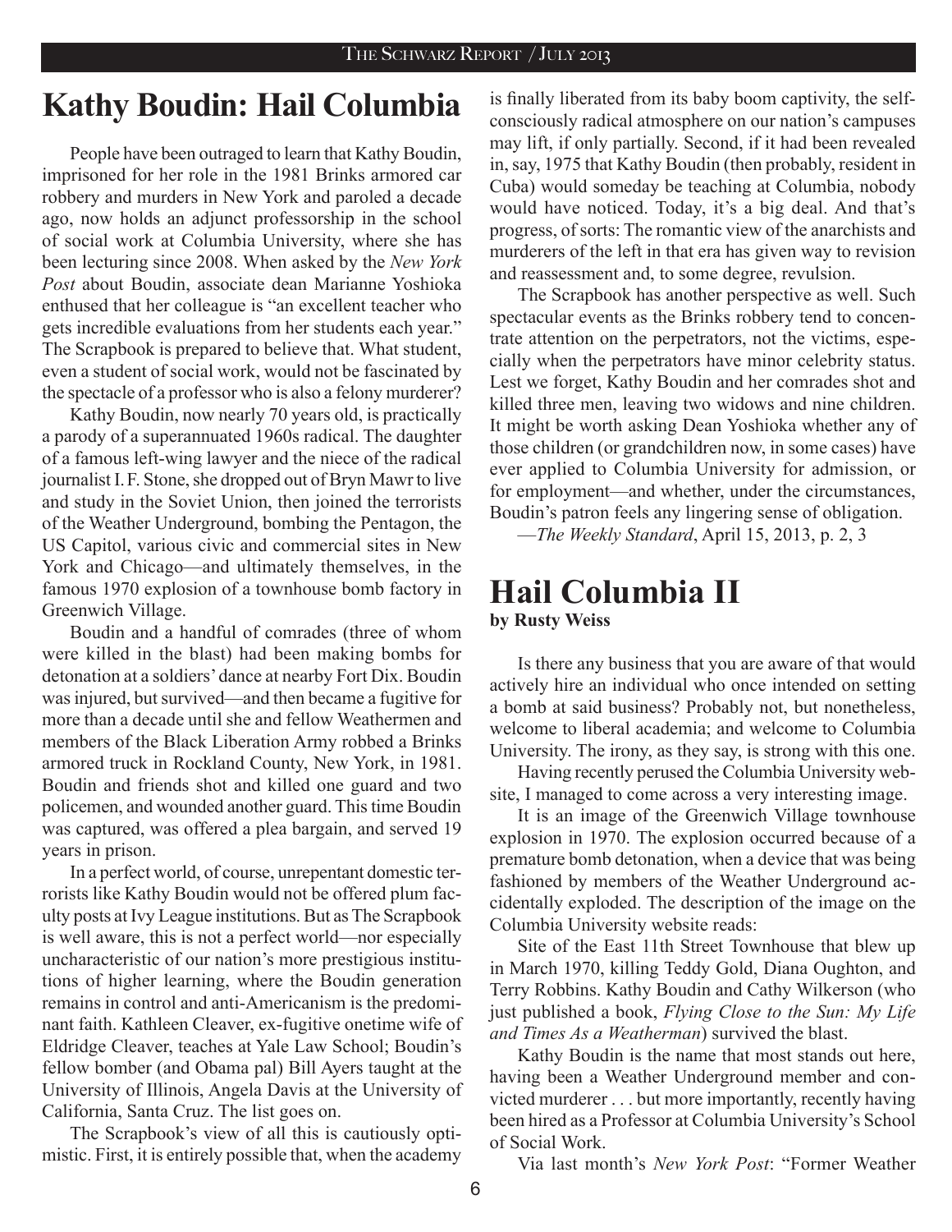# Kathy Boudin: Hail Columbia

People have been outraged to learn that Kathy Boudin, imprisoned for her role in the 1981 Brinks armored car robbery and murders in New York and paroled a decade ago, now holds an adjunct professorship in the school of social work at Columbia University, where she has been lecturing since 2008. When asked by the *New York Post* about Boudin, associate dean Marianne Yoshioka enthused that her colleague is "an excellent teacher who gets incredible evaluations from her students each year." The Scrapbook is prepared to believe that. What student, even a student of social work, would not be fascinated by the spectacle of a professor who is also a felony murderer?

Kathy Boudin, now nearly 70 years old, is practically a parody of a superannuated 1960s radical. The daughter of a famous left-wing lawyer and the niece of the radical journalist I. F. Stone, she dropped out of Bryn Mawr to live and study in the Soviet Union, then joined the terrorists of the Weather Underground, bombing the Pentagon, the US Capitol, various civic and commercial sites in New York and Chicago—and ultimately themselves, in the famous 1970 explosion of a townhouse bomb factory in Greenwich Village.

Boudin and a handful of comrades (three of whom were killed in the blast) had been making bombs for detonation at a soldiers' dance at nearby Fort Dix. Boudin was injured, but survived—and then became a fugitive for more than a decade until she and fellow Weathermen and members of the Black Liberation Army robbed a Brinks armored truck in Rockland County, New York, in 1981. Boudin and friends shot and killed one guard and two policemen, and wounded another guard. This time Boudin was captured, was offered a plea bargain, and served 19 years in prison.

In a perfect world, of course, unrepentant domestic terrorists like Kathy Boudin would not be offered plum faculty posts at Ivy League institutions. But as The Scrapbook is well aware, this is not a perfect world—nor especially uncharacteristic of our nation's more prestigious institutions of higher learning, where the Boudin generation remains in control and anti-Americanism is the predominant faith. Kathleen Cleaver, ex-fugitive onetime wife of Eldridge Cleaver, teaches at Yale Law School; Boudin's fellow bomber (and Obama pal) Bill Ayers taught at the University of Illinois, Angela Davis at the University of California, Santa Cruz. The list goes on.

The Scrapbook's view of all this is cautiously optimistic. First, it is entirely possible that, when the academy is finally liberated from its baby boom captivity, the self-consciously radical atmosphere on our nation's campuses may lift, if only partially. Second, if it had been revealed in, say, 1975 that Kathy Boudin (then probably, resident in Cuba) would someday be teaching at Columbia, nobody would have noticed. Today, it's a big deal. And that's progress, of sorts: The romantic view of the anarchists and murderers of the left in that era has given way to revision and reassessment and, to some degree, revulsion.

The Scrapbook has another perspective as well. Such spectacular events as the Brinks robbery tend to concentrate attention on the perpetrators, not the victims, especially when the perpetrators have minor celebrity status. Lest we forget, Kathy Boudin and her comrades shot and killed three men, leaving two widows and nine children. It might be worth asking Dean Yoshioka whether any of those children (or grandchildren now, in some cases) have ever applied to Columbia University for admission, or for employment—and whether, under the circumstances, Boudin's patron feels any lingering sense of obligation.

—*The Weekly Standard*, April 15, 2013, p. 2, 3

# Hail Columbia II

**by Rusty Weiss**

Is there any business that you are aware of that would actively hire an individual who once intended on setting a bomb at said business? Probably not, but nonetheless, welcome to liberal academia; and welcome to Columbia University. The irony, as they say, is strong with this one.

Having recently perused the Columbia University website, I managed to come across a very interesting image.

It is an image of the Greenwich Village townhouse explosion in 1970. The explosion occurred because of a premature bomb detonation, when a device that was being fashioned by members of the Weather Underground accidentally exploded. The description of the image on the Columbia University website reads:

Site of the East 11th Street Townhouse that blew up in March 1970, killing Teddy Gold, Diana Oughton, and Terry Robbins. Kathy Boudin and Cathy Wilkerson (who just published a book, *Flying Close to the Sun: My Life and Times As a Weatherman*) survived the blast.

Kathy Boudin is the name that most stands out here, having been a Weather Underground member and convicted murderer . . . but more importantly, recently having been hired as a Professor at Columbia University's School of Social Work.

Via last month's *New York Post*: "Former Weather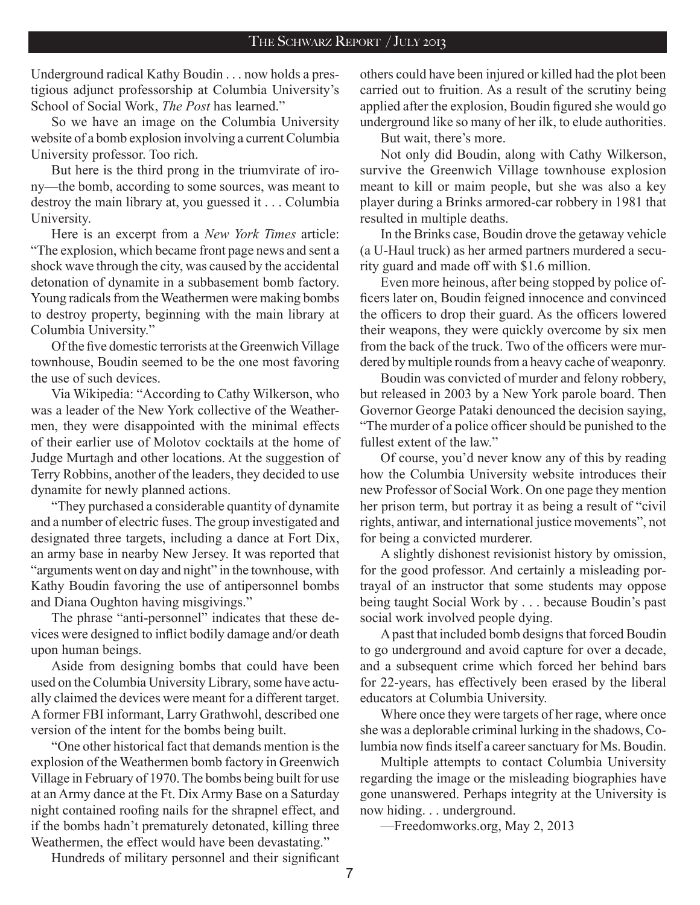Underground radical Kathy Boudin . . . now holds a prestigious adjunct professorship at Columbia University's School of Social Work, *The Post* has learned."

So we have an image on the Columbia University website of a bomb explosion involving a current Columbia University professor. Too rich.

But here is the third prong in the triumvirate of irony—the bomb, according to some sources, was meant to destroy the main library at, you guessed it . . . Columbia University.

Here is an excerpt from a *New York Times* article: "The explosion, which became front page news and sent a shock wave through the city, was caused by the accidental detonation of dynamite in a subbasement bomb factory. Young radicals from the Weathermen were making bombs to destroy property, beginning with the main library at Columbia University."

Of the five domestic terrorists at the Greenwich Village townhouse, Boudin seemed to be the one most favoring the use of such devices.

Via Wikipedia: "According to Cathy Wilkerson, who was a leader of the New York collective of the Weathermen, they were disappointed with the minimal effects of their earlier use of Molotov cocktails at the home of Judge Murtagh and other locations. At the suggestion of Terry Robbins, another of the leaders, they decided to use dynamite for newly planned actions.

"They purchased a considerable quantity of dynamite and a number of electric fuses. The group investigated and designated three targets, including a dance at Fort Dix, an army base in nearby New Jersey. It was reported that "arguments went on day and night" in the townhouse, with Kathy Boudin favoring the use of antipersonnel bombs and Diana Oughton having misgivings."

The phrase "anti-personnel" indicates that these devices were designed to inflict bodily damage and/or death upon human beings.

Aside from designing bombs that could have been used on the Columbia University Library, some have actually claimed the devices were meant for a different target. A former FBI informant, Larry Grathwohl, described one version of the intent for the bombs being built.

"One other historical fact that demands mention is the explosion of the Weathermen bomb factory in Greenwich Village in February of 1970. The bombs being built for use at an Army dance at the Ft. Dix Army Base on a Saturday night contained roofing nails for the shrapnel effect, and if the bombs hadn't prematurely detonated, killing three Weathermen, the effect would have been devastating."

Hundreds of military personnel and their significant others could have been injured or killed had the plot been carried out to fruition. As a result of the scrutiny being applied after the explosion, Boudin figured she would go underground like so many of her ilk, to elude authorities.

But wait, there's more.

Not only did Boudin, along with Cathy Wilkerson, survive the Greenwich Village townhouse explosion meant to kill or maim people, but she was also a key player during a Brinks armored-car robbery in 1981 that resulted in multiple deaths.

In the Brinks case, Boudin drove the getaway vehicle (a U-Haul truck) as her armed partners murdered a security guard and made off with $1.6 million.

Even more heinous, after being stopped by police officers later on, Boudin feigned innocence and convinced the officers to drop their guard. As the officers lowered their weapons, they were quickly overcome by six men from the back of the truck. Two of the officers were murdered by multiple rounds from a heavy cache of weaponry.

Boudin was convicted of murder and felony robbery, but released in 2003 by a New York parole board. Then Governor George Pataki denounced the decision saying, "The murder of a police officer should be punished to the fullest extent of the law."

Of course, you'd never know any of this by reading how the Columbia University website introduces their new Professor of Social Work. On one page they mention her prison term, but portray it as being a result of "civil rights, antiwar, and international justice movements", not for being a convicted murderer.

A slightly dishonest revisionist history by omission, for the good professor. And certainly a misleading portrayal of an instructor that some students may oppose being taught Social Work by . . . because Boudin's past social work involved people dying.

A past that included bomb designs that forced Boudin to go underground and avoid capture for over a decade, and a subsequent crime which forced her behind bars for 22-years, has effectively been erased by the liberal educators at Columbia University.

Where once they were targets of her rage, where once she was a deplorable criminal lurking in the shadows, Columbia now finds itself a career sanctuary for Ms. Boudin.

Multiple attempts to contact Columbia University regarding the image or the misleading biographies have gone unanswered. Perhaps integrity at the University is now hiding. . . underground.

—Freedomworks.org, May 2, 2013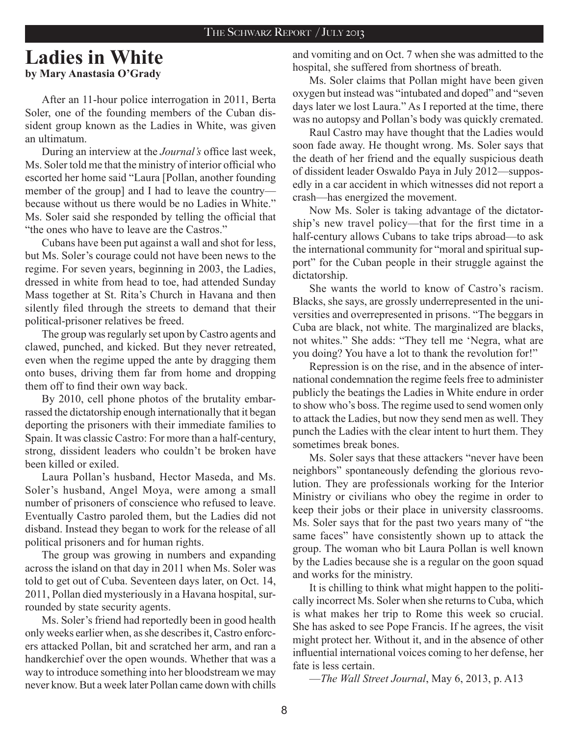# Ladies in White

**by Mary Anastasia O'Grady**

After an 11-hour police interrogation in 2011, Berta Soler, one of the founding members of the Cuban dissident group known as the Ladies in White, was given an ultimatum.

During an interview at the *Journal's* office last week, Ms. Soler told me that the ministry of interior official who escorted her home said "Laura [Pollan, another founding member of the group] and I had to leave the country—because without us there would be no Ladies in White." Ms. Soler said she responded by telling the official that "the ones who have to leave are the Castros."

Cubans have been put against a wall and shot for less, but Ms. Soler's courage could not have been news to the regime. For seven years, beginning in 2003, the Ladies, dressed in white from head to toe, had attended Sunday Mass together at St. Rita's Church in Havana and then silently filed through the streets to demand that their political-prisoner relatives be freed.

The group was regularly set upon by Castro agents and clawed, punched, and kicked. But they never retreated, even when the regime upped the ante by dragging them onto buses, driving them far from home and dropping them off to find their own way back.

By 2010, cell phone photos of the brutality embarrassed the dictatorship enough internationally that it began deporting the prisoners with their immediate families to Spain. It was classic Castro: For more than a half-century, strong, dissident leaders who couldn't be broken have been killed or exiled.

Laura Pollan's husband, Hector Maseda, and Ms. Soler's husband, Angel Moya, were among a small number of prisoners of conscience who refused to leave. Eventually Castro paroled them, but the Ladies did not disband. Instead they began to work for the release of all political prisoners and for human rights.

The group was growing in numbers and expanding across the island on that day in 2011 when Ms. Soler was told to get out of Cuba. Seventeen days later, on Oct. 14, 2011, Pollan died mysteriously in a Havana hospital, surrounded by state security agents.

Ms. Soler's friend had reportedly been in good health only weeks earlier when, as she describes it, Castro enforcers attacked Pollan, bit and scratched her arm, and ran a handkerchief over the open wounds. Whether that was a way to introduce something into her bloodstream we may never know. But a week later Pollan came down with chills and vomiting and on Oct. 7 when she was admitted to the hospital, she suffered from shortness of breath.

Ms. Soler claims that Pollan might have been given oxygen but instead was "intubated and doped" and "seven days later we lost Laura." As I reported at the time, there was no autopsy and Pollan's body was quickly cremated.

Raul Castro may have thought that the Ladies would soon fade away. He thought wrong. Ms. Soler says that the death of her friend and the equally suspicious death of dissident leader Oswaldo Paya in July 2012—supposedly in a car accident in which witnesses did not report a crash—has energized the movement.

Now Ms. Soler is taking advantage of the dictatorship's new travel policy—that for the first time in a half-century allows Cubans to take trips abroad—to ask the international community for "moral and spiritual support" for the Cuban people in their struggle against the dictatorship.

She wants the world to know of Castro's racism. Blacks, she says, are grossly underrepresented in the universities and overrepresented in prisons. "The beggars in Cuba are black, not white. The marginalized are blacks, not whites." She adds: "They tell me 'Negra, what are you doing? You have a lot to thank the revolution for!"

Repression is on the rise, and in the absence of international condemnation the regime feels free to administer publicly the beatings the Ladies in White endure in order to show who's boss. The regime used to send women only to attack the Ladies, but now they send men as well. They punch the Ladies with the clear intent to hurt them. They sometimes break bones.

Ms. Soler says that these attackers "never have been neighbors" spontaneously defending the glorious revolution. They are professionals working for the Interior Ministry or civilians who obey the regime in order to keep their jobs or their place in university classrooms. Ms. Soler says that for the past two years many of "the same faces" have consistently shown up to attack the group. The woman who bit Laura Pollan is well known by the Ladies because she is a regular on the goon squad and works for the ministry.

It is chilling to think what might happen to the politically incorrect Ms. Soler when she returns to Cuba, which is what makes her trip to Rome this week so crucial. She has asked to see Pope Francis. If he agrees, the visit might protect her. Without it, and in the absence of other influential international voices coming to her defense, her fate is less certain.

—*The Wall Street Journal*, May 6, 2013, p. A13